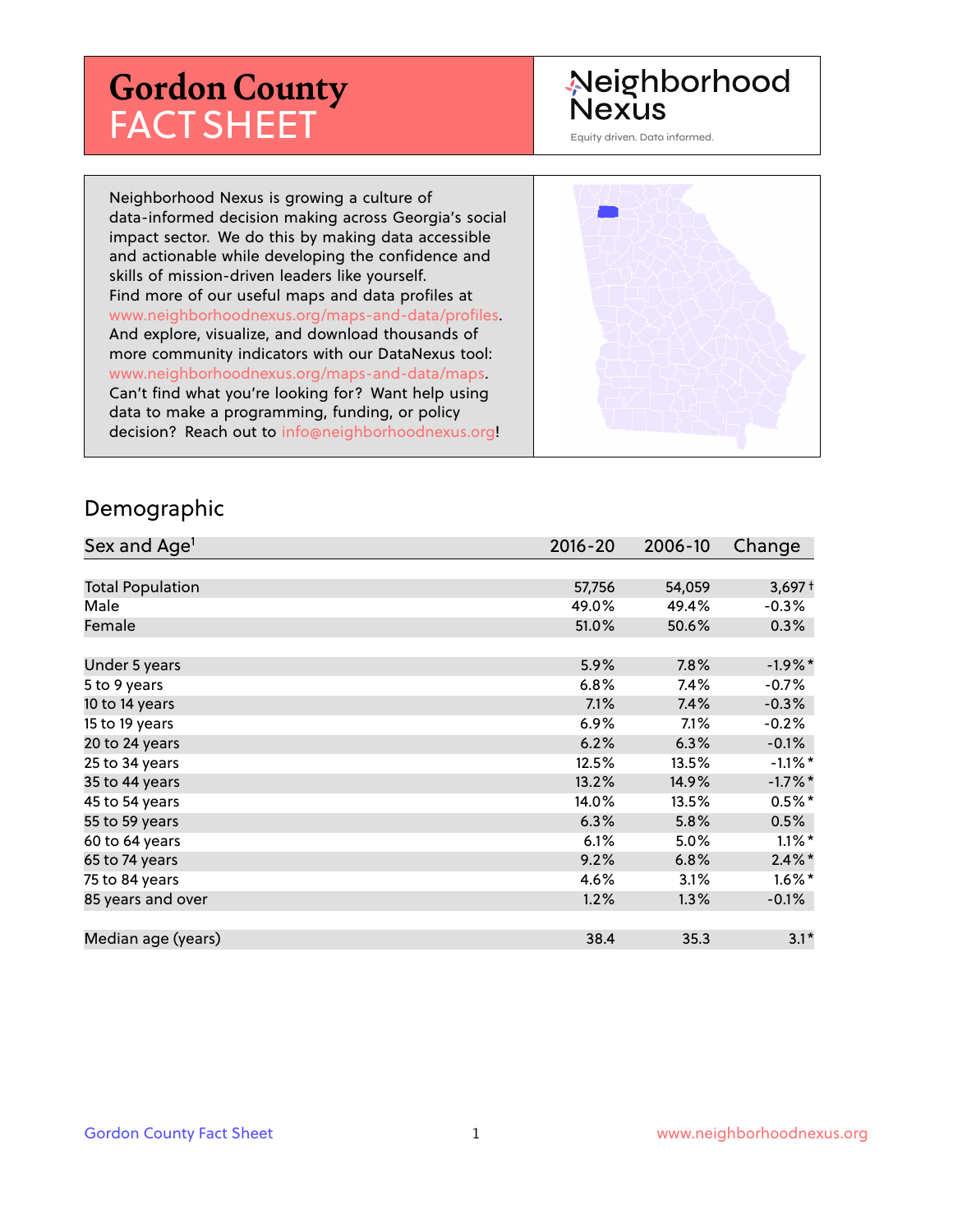# Gordon County FACT SHEET

Neighborhood Nexus

Equity driven. Data informed.

Neighborhood Nexus is growing a culture of data-informed decision making across Georgia's social impact sector. We do this by making data accessible and actionable while developing the confidence and skills of mission-driven leaders like yourself. Find more of our useful maps and data profiles at www.neighborhoodnexus.org/maps-and-data/profiles. And explore, visualize, and download thousands of more community indicators with our DataNexus tool: www.neighborhoodnexus.org/maps-and-data/maps. Can't find what you're looking for? Want help using data to make a programming, funding, or policy decision? Reach out to info@neighborhoodnexus.org!

## Demographic

| Sex and Age[1] | 2016-20 | 2006-10 | Change |
|---|---|---|---|
| Total Population | 57,756 | 54,059 | 3,697 † |
| Male | 49.0% | 49.4% | -0.3% |
| Female | 51.0% | 50.6% | 0.3% |
| Under 5 years | 5.9% | 7.8% | -1.9% * |
| 5 to 9 years | 6.8% | 7.4% | -0.7% |
| 10 to 14 years | 7.1% | 7.4% | -0.3% |
| 15 to 19 years | 6.9% | 7.1% | -0.2% |
| 20 to 24 years | 6.2% | 6.3% | -0.1% |
| 25 to 34 years | 12.5% | 13.5% | -1.1% * |
| 35 to 44 years | 13.2% | 14.9% | -1.7% * |
| 45 to 54 years | 14.0% | 13.5% | 0.5% * |
| 55 to 59 years | 6.3% | 5.8% | 0.5% |
| 60 to 64 years | 6.1% | 5.0% | 1.1% * |
| 65 to 74 years | 9.2% | 6.8% | 2.4% * |
| 75 to 84 years | 4.6% | 3.1% | 1.6% * |
| 85 years and over | 1.2% | 1.3% | -0.1% |
| Median age (years) | 38.4 | 35.3 | 3.1 * |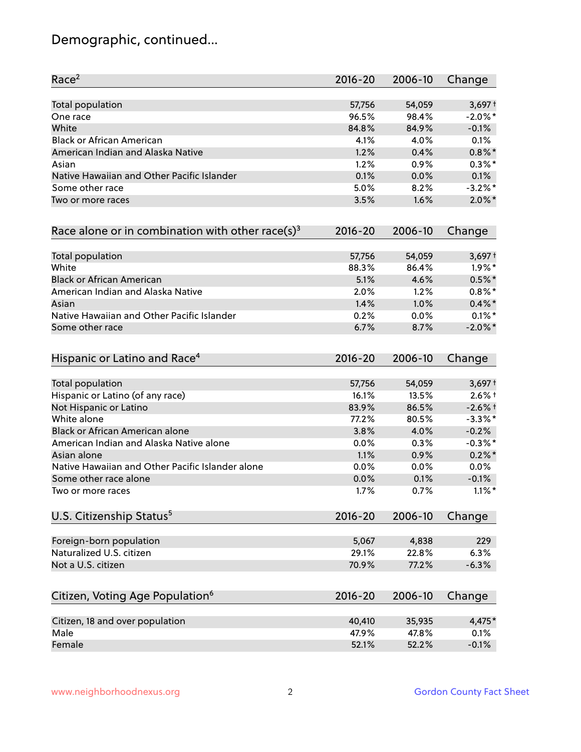# Demographic, continued...

| Race[2] | 2016-20 | 2006-10 | Change |
|---|---|---|---|
| Total population | 57,756 | 54,059 | 3,697 † |
| One race | 96.5% | 98.4% | -2.0% * |
| White | 84.8% | 84.9% | -0.1% |
| Black or African American | 4.1% | 4.0% | 0.1% |
| American Indian and Alaska Native | 1.2% | 0.4% | 0.8% * |
| Asian | 1.2% | 0.9% | 0.3% * |
| Native Hawaiian and Other Pacific Islander | 0.1% | 0.0% | 0.1% |
| Some other race | 5.0% | 8.2% | -3.2% * |
| Two or more races | 3.5% | 1.6% | 2.0% * |

| Race alone or in combination with other race(s)[3] | 2016-20 | 2006-10 | Change |
|---|---|---|---|
| Total population | 57,756 | 54,059 | 3,697 † |
| White | 88.3% | 86.4% | 1.9% * |
| Black or African American | 5.1% | 4.6% | 0.5% * |
| American Indian and Alaska Native | 2.0% | 1.2% | 0.8% * |
| Asian | 1.4% | 1.0% | 0.4% * |
| Native Hawaiian and Other Pacific Islander | 0.2% | 0.0% | 0.1% * |
| Some other race | 6.7% | 8.7% | -2.0% * |

| Hispanic or Latino and Race[4] | 2016-20 | 2006-10 | Change |
|---|---|---|---|
| Total population | 57,756 | 54,059 | 3,697 † |
| Hispanic or Latino (of any race) | 16.1% | 13.5% | 2.6% † |
| Not Hispanic or Latino | 83.9% | 86.5% | -2.6% † |
| White alone | 77.2% | 80.5% | -3.3% * |
| Black or African American alone | 3.8% | 4.0% | -0.2% |
| American Indian and Alaska Native alone | 0.0% | 0.3% | -0.3% * |
| Asian alone | 1.1% | 0.9% | 0.2% * |
| Native Hawaiian and Other Pacific Islander alone | 0.0% | 0.0% | 0.0% |
| Some other race alone | 0.0% | 0.1% | -0.1% |
| Two or more races | 1.7% | 0.7% | 1.1% * |

| U.S. Citizenship Status[5] | 2016-20 | 2006-10 | Change |
|---|---|---|---|
| Foreign-born population | 5,067 | 4,838 | 229 |
| Naturalized U.S. citizen | 29.1% | 22.8% | 6.3% |
| Not a U.S. citizen | 70.9% | 77.2% | -6.3% |

| Citizen, Voting Age Population[6] | 2016-20 | 2006-10 | Change |
|---|---|---|---|
| Citizen, 18 and over population | 40,410 | 35,935 | 4,475 * |
| Male | 47.9% | 47.8% | 0.1% |
| Female | 52.1% | 52.2% | -0.1% |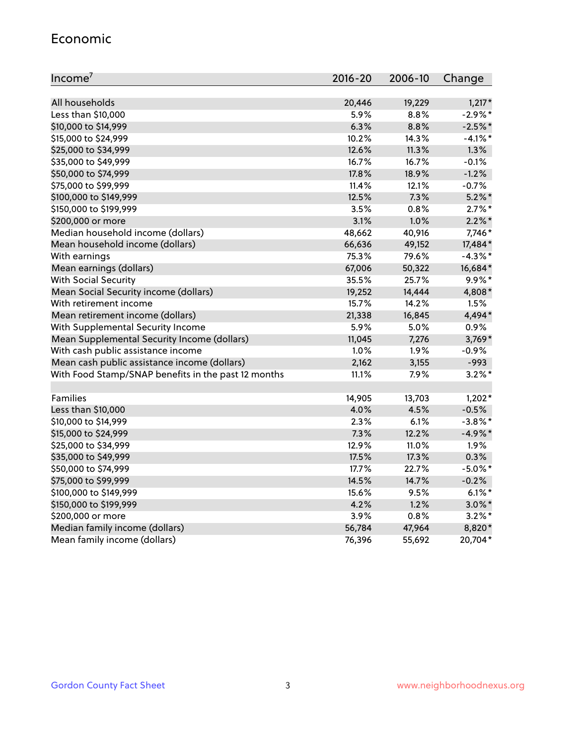## Economic

| Income[7] | 2016-20 | 2006-10 | Change |
|---|---|---|---|
| All households | 20,446 | 19,229 | 1,217* |
| Less than $10,000 | 5.9% | 8.8% | -2.9%* |
| $10,000 to $14,999 | 6.3% | 8.8% | -2.5%* |
| $15,000 to $24,999 | 10.2% | 14.3% | -4.1%* |
| $25,000 to $34,999 | 12.6% | 11.3% | 1.3% |
| $35,000 to $49,999 | 16.7% | 16.7% | -0.1% |
| $50,000 to $74,999 | 17.8% | 18.9% | -1.2% |
| $75,000 to $99,999 | 11.4% | 12.1% | -0.7% |
| $100,000 to $149,999 | 12.5% | 7.3% | 5.2%* |
| $150,000 to $199,999 | 3.5% | 0.8% | 2.7%* |
| $200,000 or more | 3.1% | 1.0% | 2.2%* |
| Median household income (dollars) | 48,662 | 40,916 | 7,746* |
| Mean household income (dollars) | 66,636 | 49,152 | 17,484* |
| With earnings | 75.3% | 79.6% | -4.3%* |
| Mean earnings (dollars) | 67,006 | 50,322 | 16,684* |
| With Social Security | 35.5% | 25.7% | 9.9%* |
| Mean Social Security income (dollars) | 19,252 | 14,444 | 4,808* |
| With retirement income | 15.7% | 14.2% | 1.5% |
| Mean retirement income (dollars) | 21,338 | 16,845 | 4,494* |
| With Supplemental Security Income | 5.9% | 5.0% | 0.9% |
| Mean Supplemental Security Income (dollars) | 11,045 | 7,276 | 3,769* |
| With cash public assistance income | 1.0% | 1.9% | -0.9% |
| Mean cash public assistance income (dollars) | 2,162 | 3,155 | -993 |
| With Food Stamp/SNAP benefits in the past 12 months | 11.1% | 7.9% | 3.2%* |
| | | | |
| Families | 14,905 | 13,703 | 1,202* |
| Less than $10,000 | 4.0% | 4.5% | -0.5% |
| $10,000 to $14,999 | 2.3% | 6.1% | -3.8%* |
| $15,000 to $24,999 | 7.3% | 12.2% | -4.9%* |
| $25,000 to $34,999 | 12.9% | 11.0% | 1.9% |
| $35,000 to $49,999 | 17.5% | 17.3% | 0.3% |
| $50,000 to $74,999 | 17.7% | 22.7% | -5.0%* |
| $75,000 to $99,999 | 14.5% | 14.7% | -0.2% |
| $100,000 to $149,999 | 15.6% | 9.5% | 6.1%* |
| $150,000 to $199,999 | 4.2% | 1.2% | 3.0%* |
| $200,000 or more | 3.9% | 0.8% | 3.2%* |
| Median family income (dollars) | 56,784 | 47,964 | 8,820* |
| Mean family income (dollars) | 76,396 | 55,692 | 20,704* |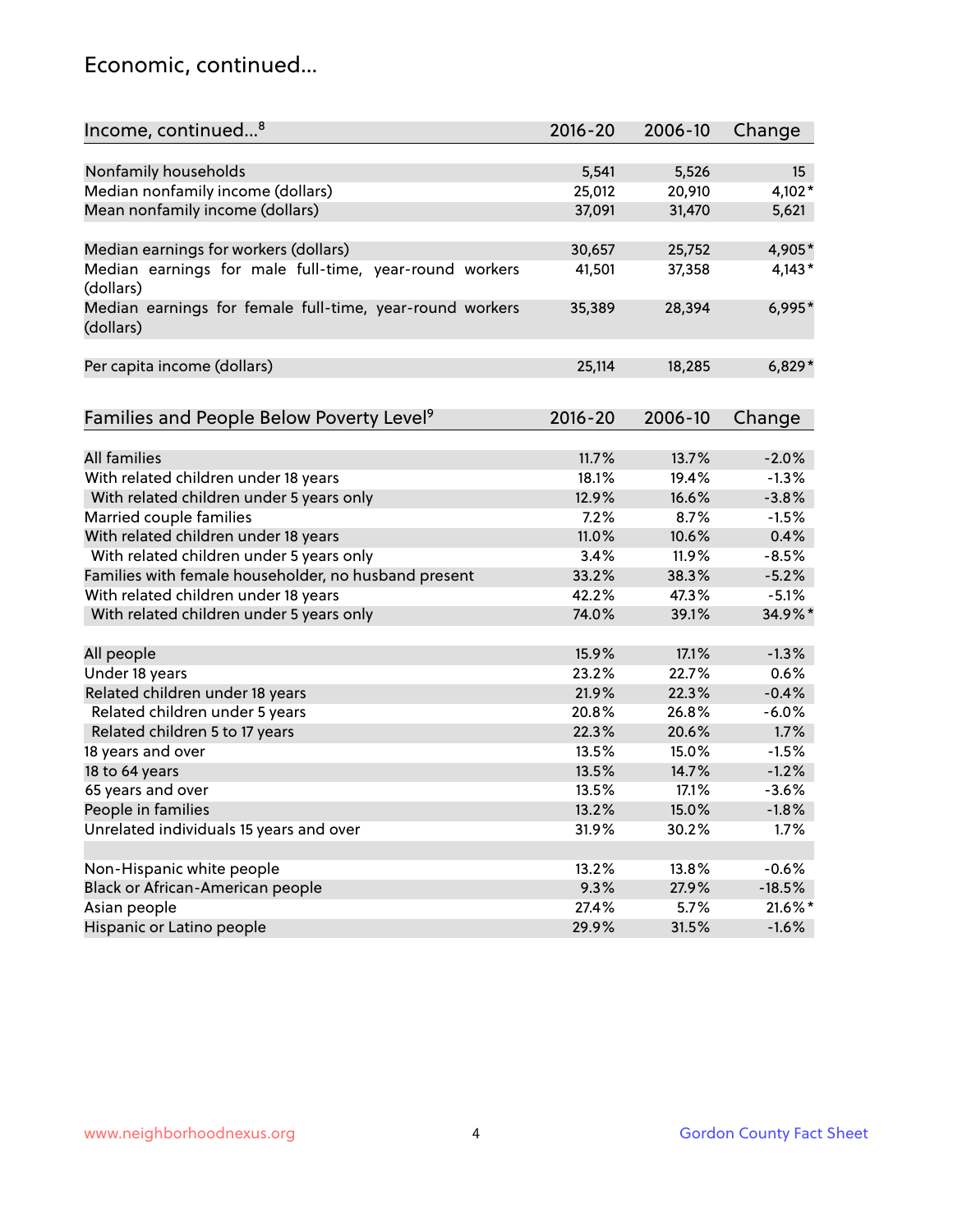## Economic, continued...

| Income, continued...[8] | 2016-20 | 2006-10 | Change |
|---|---|---|---|
| Nonfamily households | 5,541 | 5,526 | 15 |
| Median nonfamily income (dollars) | 25,012 | 20,910 | 4,102* |
| Mean nonfamily income (dollars) | 37,091 | 31,470 | 5,621 |
| Median earnings for workers (dollars) | 30,657 | 25,752 | 4,905* |
| Median earnings for male full-time, year-round workers (dollars) | 41,501 | 37,358 | 4,143* |
| Median earnings for female full-time, year-round workers (dollars) | 35,389 | 28,394 | 6,995* |
| Per capita income (dollars) | 25,114 | 18,285 | 6,829* |

| Families and People Below Poverty Level[9] | 2016-20 | 2006-10 | Change |
|---|---|---|---|
| All families | 11.7% | 13.7% | -2.0% |
| With related children under 18 years | 18.1% | 19.4% | -1.3% |
| With related children under 5 years only | 12.9% | 16.6% | -3.8% |
| Married couple families | 7.2% | 8.7% | -1.5% |
| With related children under 18 years | 11.0% | 10.6% | 0.4% |
| With related children under 5 years only | 3.4% | 11.9% | -8.5% |
| Families with female householder, no husband present | 33.2% | 38.3% | -5.2% |
| With related children under 18 years | 42.2% | 47.3% | -5.1% |
| With related children under 5 years only | 74.0% | 39.1% | 34.9%* |
| All people | 15.9% | 17.1% | -1.3% |
| Under 18 years | 23.2% | 22.7% | 0.6% |
| Related children under 18 years | 21.9% | 22.3% | -0.4% |
| Related children under 5 years | 20.8% | 26.8% | -6.0% |
| Related children 5 to 17 years | 22.3% | 20.6% | 1.7% |
| 18 years and over | 13.5% | 15.0% | -1.5% |
| 18 to 64 years | 13.5% | 14.7% | -1.2% |
| 65 years and over | 13.5% | 17.1% | -3.6% |
| People in families | 13.2% | 15.0% | -1.8% |
| Unrelated individuals 15 years and over | 31.9% | 30.2% | 1.7% |
| Non-Hispanic white people | 13.2% | 13.8% | -0.6% |
| Black or African-American people | 9.3% | 27.9% | -18.5% |
| Asian people | 27.4% | 5.7% | 21.6%* |
| Hispanic or Latino people | 29.9% | 31.5% | -1.6% |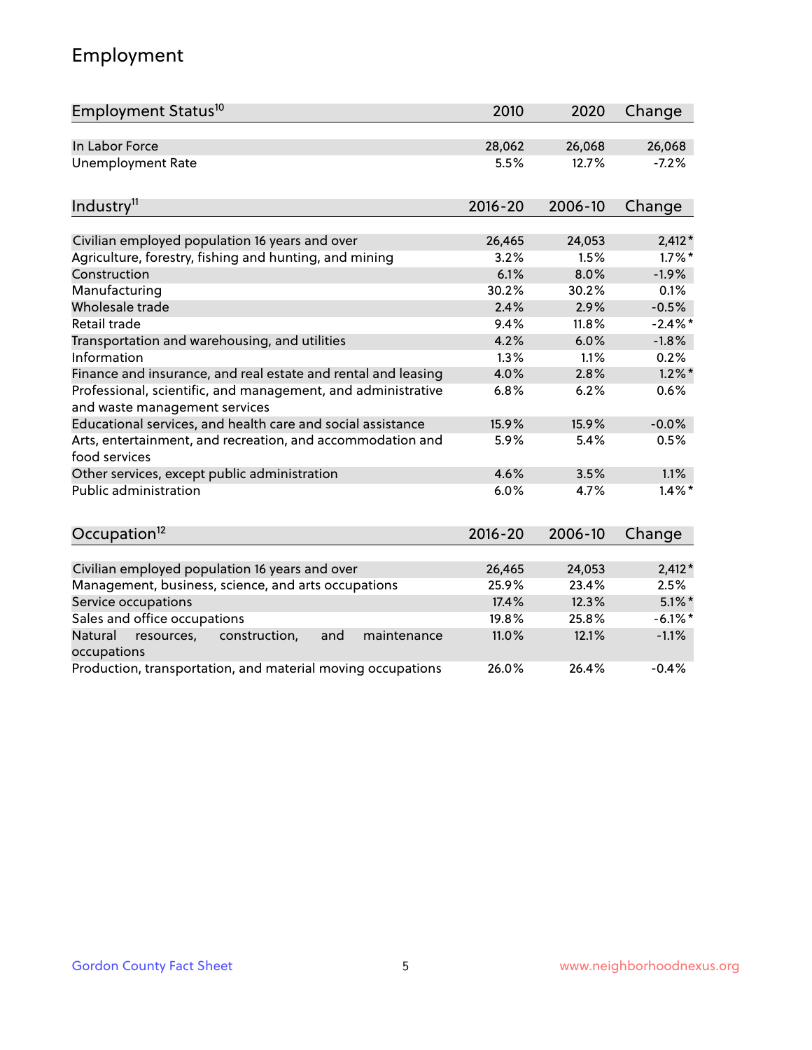# Employment

| Employment Status[10] | 2010 | 2020 | Change |
| --- | --- | --- | --- |
| In Labor Force | 28,062 | 26,068 | 26,068 |
| Unemployment Rate | 5.5% | 12.7% | -7.2% |

| Industry[11] | 2016-20 | 2006-10 | Change |
| --- | --- | --- | --- |
| Civilian employed population 16 years and over | 26,465 | 24,053 | 2,412* |
| Agriculture, forestry, fishing and hunting, and mining | 3.2% | 1.5% | 1.7%* |
| Construction | 6.1% | 8.0% | -1.9% |
| Manufacturing | 30.2% | 30.2% | 0.1% |
| Wholesale trade | 2.4% | 2.9% | -0.5% |
| Retail trade | 9.4% | 11.8% | -2.4%* |
| Transportation and warehousing, and utilities | 4.2% | 6.0% | -1.8% |
| Information | 1.3% | 1.1% | 0.2% |
| Finance and insurance, and real estate and rental and leasing | 4.0% | 2.8% | 1.2%* |
| Professional, scientific, and management, and administrative and waste management services | 6.8% | 6.2% | 0.6% |
| Educational services, and health care and social assistance | 15.9% | 15.9% | -0.0% |
| Arts, entertainment, and recreation, and accommodation and food services | 5.9% | 5.4% | 0.5% |
| Other services, except public administration | 4.6% | 3.5% | 1.1% |
| Public administration | 6.0% | 4.7% | 1.4%* |

| Occupation[12] | 2016-20 | 2006-10 | Change |
| --- | --- | --- | --- |
| Civilian employed population 16 years and over | 26,465 | 24,053 | 2,412* |
| Management, business, science, and arts occupations | 25.9% | 23.4% | 2.5% |
| Service occupations | 17.4% | 12.3% | 5.1%* |
| Sales and office occupations | 19.8% | 25.8% | -6.1%* |
| Natural resources, construction, and maintenance occupations | 11.0% | 12.1% | -1.1% |
| Production, transportation, and material moving occupations | 26.0% | 26.4% | -0.4% |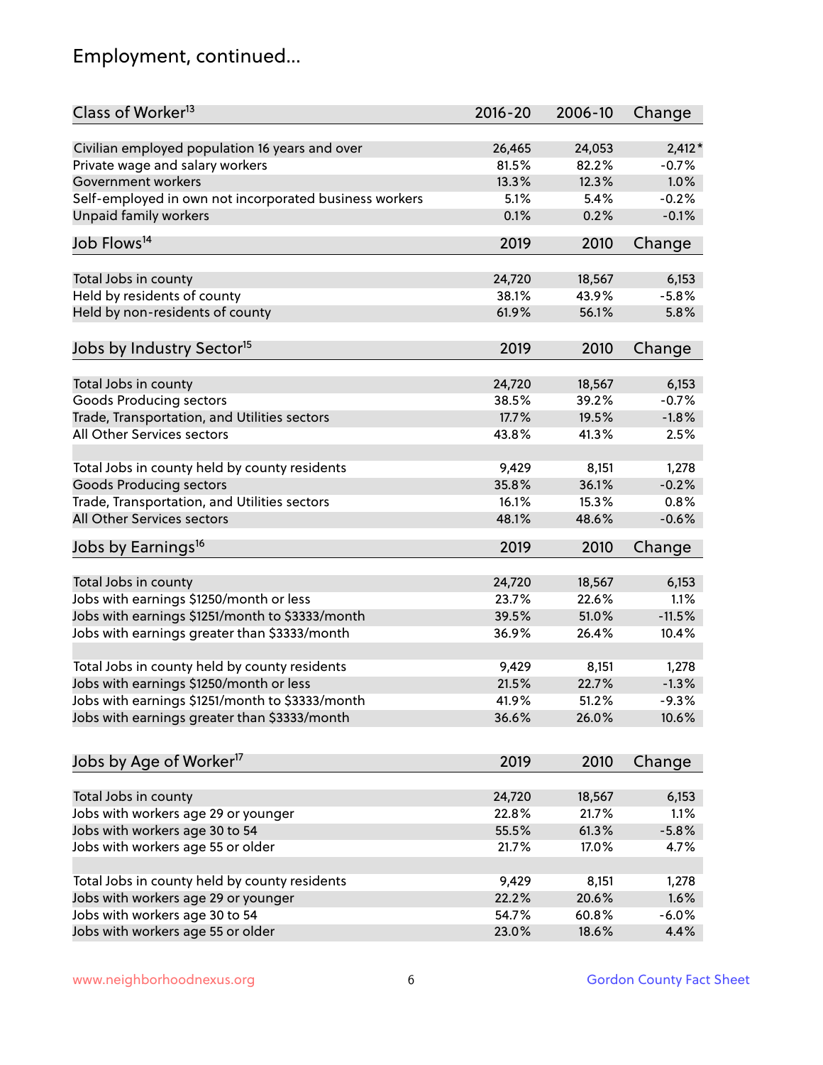## Employment, continued...

| Class of Worker[13] | 2016-20 | 2006-10 | Change |
|---|---|---|---|
| Civilian employed population 16 years and over | 26,465 | 24,053 | 2,412* |
| Private wage and salary workers | 81.5% | 82.2% | -0.7% |
| Government workers | 13.3% | 12.3% | 1.0% |
| Self-employed in own not incorporated business workers | 5.1% | 5.4% | -0.2% |
| Unpaid family workers | 0.1% | 0.2% | -0.1% |

| Job Flows[14] | 2019 | 2010 | Change |
|---|---|---|---|
| Total Jobs in county | 24,720 | 18,567 | 6,153 |
| Held by residents of county | 38.1% | 43.9% | -5.8% |
| Held by non-residents of county | 61.9% | 56.1% | 5.8% |

| Jobs by Industry Sector[15] | 2019 | 2010 | Change |
|---|---|---|---|
| Total Jobs in county | 24,720 | 18,567 | 6,153 |
| Goods Producing sectors | 38.5% | 39.2% | -0.7% |
| Trade, Transportation, and Utilities sectors | 17.7% | 19.5% | -1.8% |
| All Other Services sectors | 43.8% | 41.3% | 2.5% |
| | | | |
| Total Jobs in county held by county residents | 9,429 | 8,151 | 1,278 |
| Goods Producing sectors | 35.8% | 36.1% | -0.2% |
| Trade, Transportation, and Utilities sectors | 16.1% | 15.3% | 0.8% |
| All Other Services sectors | 48.1% | 48.6% | -0.6% |

| Jobs by Earnings[16] | 2019 | 2010 | Change |
|---|---|---|---|
| Total Jobs in county | 24,720 | 18,567 | 6,153 |
| Jobs with earnings $1250/month or less | 23.7% | 22.6% | 1.1% |
| Jobs with earnings $1251/month to $3333/month | 39.5% | 51.0% | -11.5% |
| Jobs with earnings greater than $3333/month | 36.9% | 26.4% | 10.4% |
| | | | |
| Total Jobs in county held by county residents | 9,429 | 8,151 | 1,278 |
| Jobs with earnings $1250/month or less | 21.5% | 22.7% | -1.3% |
| Jobs with earnings $1251/month to $3333/month | 41.9% | 51.2% | -9.3% |
| Jobs with earnings greater than $3333/month | 36.6% | 26.0% | 10.6% |

| Jobs by Age of Worker[17] | 2019 | 2010 | Change |
|---|---|---|---|
| Total Jobs in county | 24,720 | 18,567 | 6,153 |
| Jobs with workers age 29 or younger | 22.8% | 21.7% | 1.1% |
| Jobs with workers age 30 to 54 | 55.5% | 61.3% | -5.8% |
| Jobs with workers age 55 or older | 21.7% | 17.0% | 4.7% |
| | | | |
| Total Jobs in county held by county residents | 9,429 | 8,151 | 1,278 |
| Jobs with workers age 29 or younger | 22.2% | 20.6% | 1.6% |
| Jobs with workers age 30 to 54 | 54.7% | 60.8% | -6.0% |
| Jobs with workers age 55 or older | 23.0% | 18.6% | 4.4% |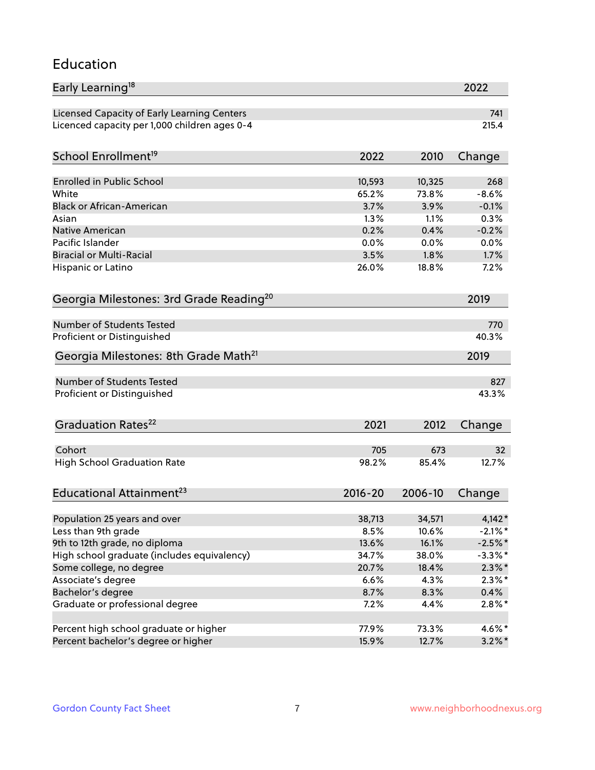# Education

| Early Learning[18] | 2022 |
|---|---|
| Licensed Capacity of Early Learning Centers | 741 |
| Licenced capacity per 1,000 children ages 0-4 | 215.4 |

| School Enrollment[19] | 2022 | 2010 | Change |
|---|---|---|---|
| Enrolled in Public School | 10,593 | 10,325 | 268 |
| White | 65.2% | 73.8% | -8.6% |
| Black or African-American | 3.7% | 3.9% | -0.1% |
| Asian | 1.3% | 1.1% | 0.3% |
| Native American | 0.2% | 0.4% | -0.2% |
| Pacific Islander | 0.0% | 0.0% | 0.0% |
| Biracial or Multi-Racial | 3.5% | 1.8% | 1.7% |
| Hispanic or Latino | 26.0% | 18.8% | 7.2% |

| Georgia Milestones: 3rd Grade Reading[20] | 2019 |
|---|---|
| Number of Students Tested | 770 |
| Proficient or Distinguished | 40.3% |

| Georgia Milestones: 8th Grade Math[21] | 2019 |
|---|---|
| Number of Students Tested | 827 |
| Proficient or Distinguished | 43.3% |

| Graduation Rates[22] | 2021 | 2012 | Change |
|---|---|---|---|
| Cohort | 705 | 673 | 32 |
| High School Graduation Rate | 98.2% | 85.4% | 12.7% |

| Educational Attainment[23] | 2016-20 | 2006-10 | Change |
|---|---|---|---|
| Population 25 years and over | 38,713 | 34,571 | 4,142* |
| Less than 9th grade | 8.5% | 10.6% | -2.1%* |
| 9th to 12th grade, no diploma | 13.6% | 16.1% | -2.5%* |
| High school graduate (includes equivalency) | 34.7% | 38.0% | -3.3%* |
| Some college, no degree | 20.7% | 18.4% | 2.3%* |
| Associate's degree | 6.6% | 4.3% | 2.3%* |
| Bachelor's degree | 8.7% | 8.3% | 0.4% |
| Graduate or professional degree | 7.2% | 4.4% | 2.8%* |
| | | | |
| Percent high school graduate or higher | 77.9% | 73.3% | 4.6%* |
| Percent bachelor's degree or higher | 15.9% | 12.7% | 3.2%* |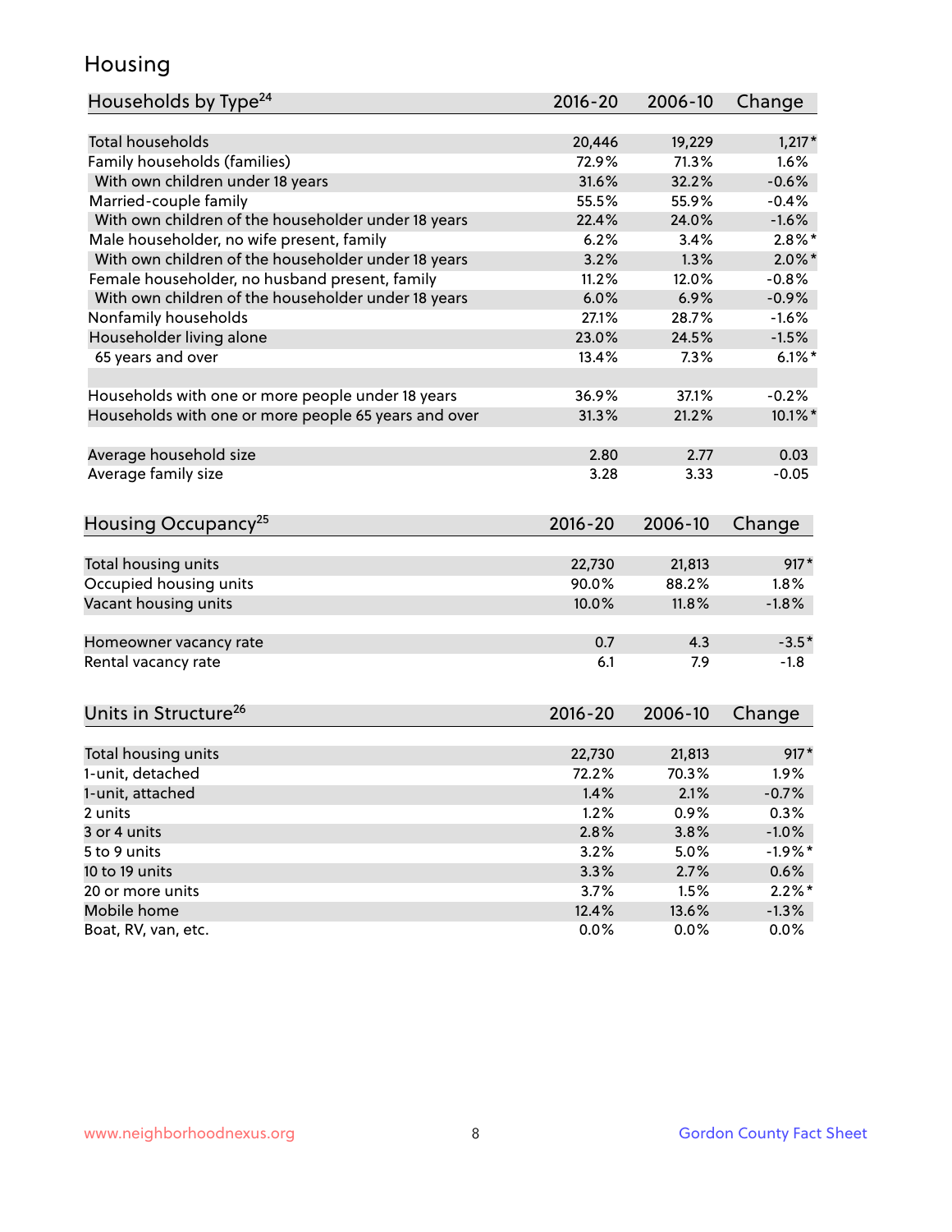# Housing

| Households by Type[24] | 2016-20 | 2006-10 | Change |
|---|---|---|---|
| Total households | 20,446 | 19,229 | 1,217* |
| Family households (families) | 72.9% | 71.3% | 1.6% |
| With own children under 18 years | 31.6% | 32.2% | -0.6% |
| Married-couple family | 55.5% | 55.9% | -0.4% |
| With own children of the householder under 18 years | 22.4% | 24.0% | -1.6% |
| Male householder, no wife present, family | 6.2% | 3.4% | 2.8%* |
| With own children of the householder under 18 years | 3.2% | 1.3% | 2.0%* |
| Female householder, no husband present, family | 11.2% | 12.0% | -0.8% |
| With own children of the householder under 18 years | 6.0% | 6.9% | -0.9% |
| Nonfamily households | 27.1% | 28.7% | -1.6% |
| Householder living alone | 23.0% | 24.5% | -1.5% |
| 65 years and over | 13.4% | 7.3% | 6.1%* |
| | | | |
| Households with one or more people under 18 years | 36.9% | 37.1% | -0.2% |
| Households with one or more people 65 years and over | 31.3% | 21.2% | 10.1%* |
| | | | |
| Average household size | 2.80 | 2.77 | 0.03 |
| Average family size | 3.28 | 3.33 | -0.05 |

| Housing Occupancy[25] | 2016-20 | 2006-10 | Change |
|---|---|---|---|
| Total housing units | 22,730 | 21,813 | 917* |
| Occupied housing units | 90.0% | 88.2% | 1.8% |
| Vacant housing units | 10.0% | 11.8% | -1.8% |
| | | | |
| Homeowner vacancy rate | 0.7 | 4.3 | -3.5* |
| Rental vacancy rate | 6.1 | 7.9 | -1.8 |

| Units in Structure[26] | 2016-20 | 2006-10 | Change |
|---|---|---|---|
| Total housing units | 22,730 | 21,813 | 917* |
| 1-unit, detached | 72.2% | 70.3% | 1.9% |
| 1-unit, attached | 1.4% | 2.1% | -0.7% |
| 2 units | 1.2% | 0.9% | 0.3% |
| 3 or 4 units | 2.8% | 3.8% | -1.0% |
| 5 to 9 units | 3.2% | 5.0% | -1.9%* |
| 10 to 19 units | 3.3% | 2.7% | 0.6% |
| 20 or more units | 3.7% | 1.5% | 2.2%* |
| Mobile home | 12.4% | 13.6% | -1.3% |
| Boat, RV, van, etc. | 0.0% | 0.0% | 0.0% |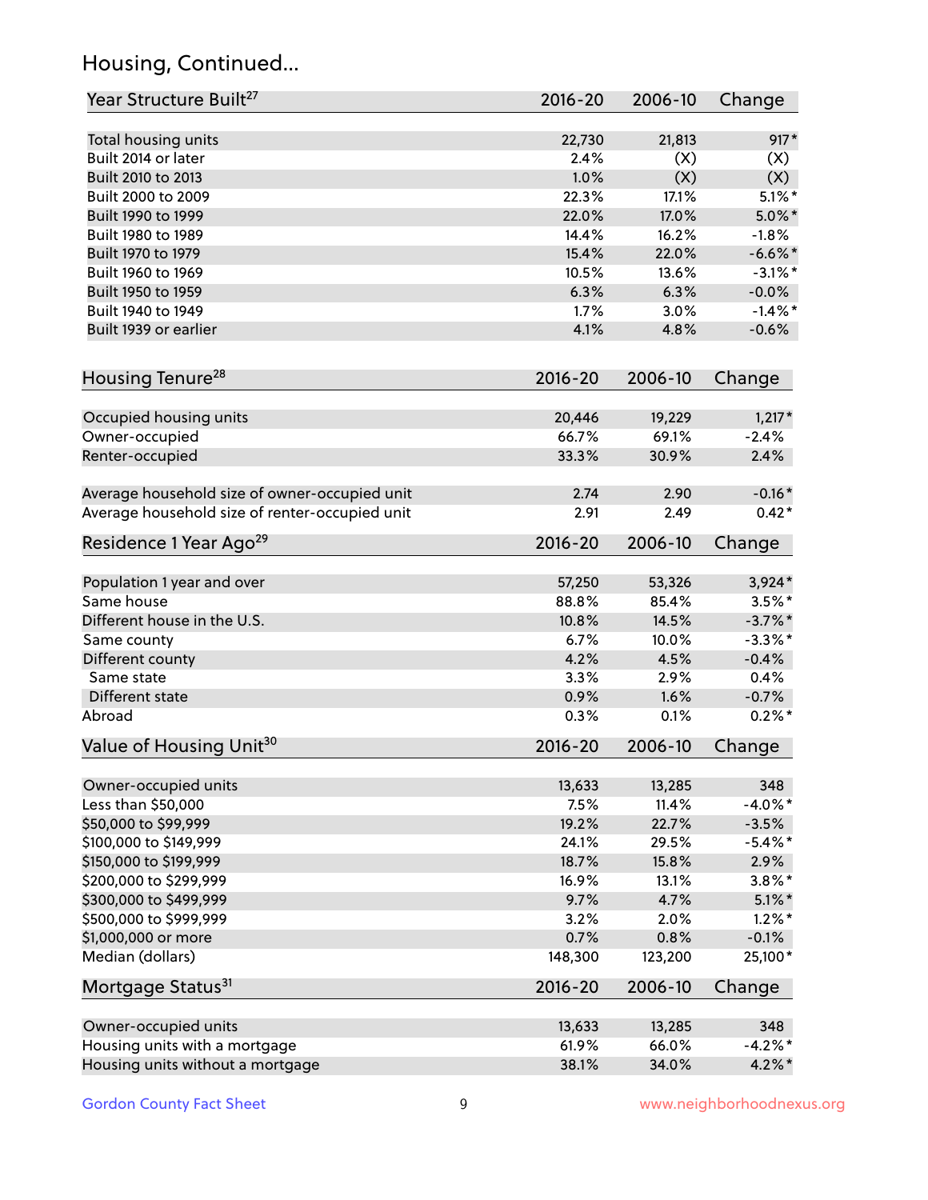## Housing, Continued...

| Year Structure Built[27] | 2016-20 | 2006-10 | Change |
|---|---|---|---|
| Total housing units | 22,730 | 21,813 | 917* |
| Built 2014 or later | 2.4% | (X) | (X) |
| Built 2010 to 2013 | 1.0% | (X) | (X) |
| Built 2000 to 2009 | 22.3% | 17.1% | 5.1%* |
| Built 1990 to 1999 | 22.0% | 17.0% | 5.0%* |
| Built 1980 to 1989 | 14.4% | 16.2% | -1.8% |
| Built 1970 to 1979 | 15.4% | 22.0% | -6.6%* |
| Built 1960 to 1969 | 10.5% | 13.6% | -3.1%* |
| Built 1950 to 1959 | 6.3% | 6.3% | -0.0% |
| Built 1940 to 1949 | 1.7% | 3.0% | -1.4%* |
| Built 1939 or earlier | 4.1% | 4.8% | -0.6% |

| Housing Tenure[28] | 2016-20 | 2006-10 | Change |
|---|---|---|---|
| Occupied housing units | 20,446 | 19,229 | 1,217* |
| Owner-occupied | 66.7% | 69.1% | -2.4% |
| Renter-occupied | 33.3% | 30.9% | 2.4% |
| Average household size of owner-occupied unit | 2.74 | 2.90 | -0.16* |
| Average household size of renter-occupied unit | 2.91 | 2.49 | 0.42* |

| Residence 1 Year Ago[29] | 2016-20 | 2006-10 | Change |
|---|---|---|---|
| Population 1 year and over | 57,250 | 53,326 | 3,924* |
| Same house | 88.8% | 85.4% | 3.5%* |
| Different house in the U.S. | 10.8% | 14.5% | -3.7%* |
| Same county | 6.7% | 10.0% | -3.3%* |
| Different county | 4.2% | 4.5% | -0.4% |
| Same state | 3.3% | 2.9% | 0.4% |
| Different state | 0.9% | 1.6% | -0.7% |
| Abroad | 0.3% | 0.1% | 0.2%* |

| Value of Housing Unit[30] | 2016-20 | 2006-10 | Change |
|---|---|---|---|
| Owner-occupied units | 13,633 | 13,285 | 348 |
| Less than $50,000 | 7.5% | 11.4% | -4.0%* |
| $50,000 to $99,999 | 19.2% | 22.7% | -3.5% |
| $100,000 to $149,999 | 24.1% | 29.5% | -5.4%* |
| $150,000 to $199,999 | 18.7% | 15.8% | 2.9% |
| $200,000 to $299,999 | 16.9% | 13.1% | 3.8%* |
| $300,000 to $499,999 | 9.7% | 4.7% | 5.1%* |
| $500,000 to $999,999 | 3.2% | 2.0% | 1.2%* |
| $1,000,000 or more | 0.7% | 0.8% | -0.1% |
| Median (dollars) | 148,300 | 123,200 | 25,100* |

| Mortgage Status[31] | 2016-20 | 2006-10 | Change |
|---|---|---|---|
| Owner-occupied units | 13,633 | 13,285 | 348 |
| Housing units with a mortgage | 61.9% | 66.0% | -4.2%* |
| Housing units without a mortgage | 38.1% | 34.0% | 4.2%* |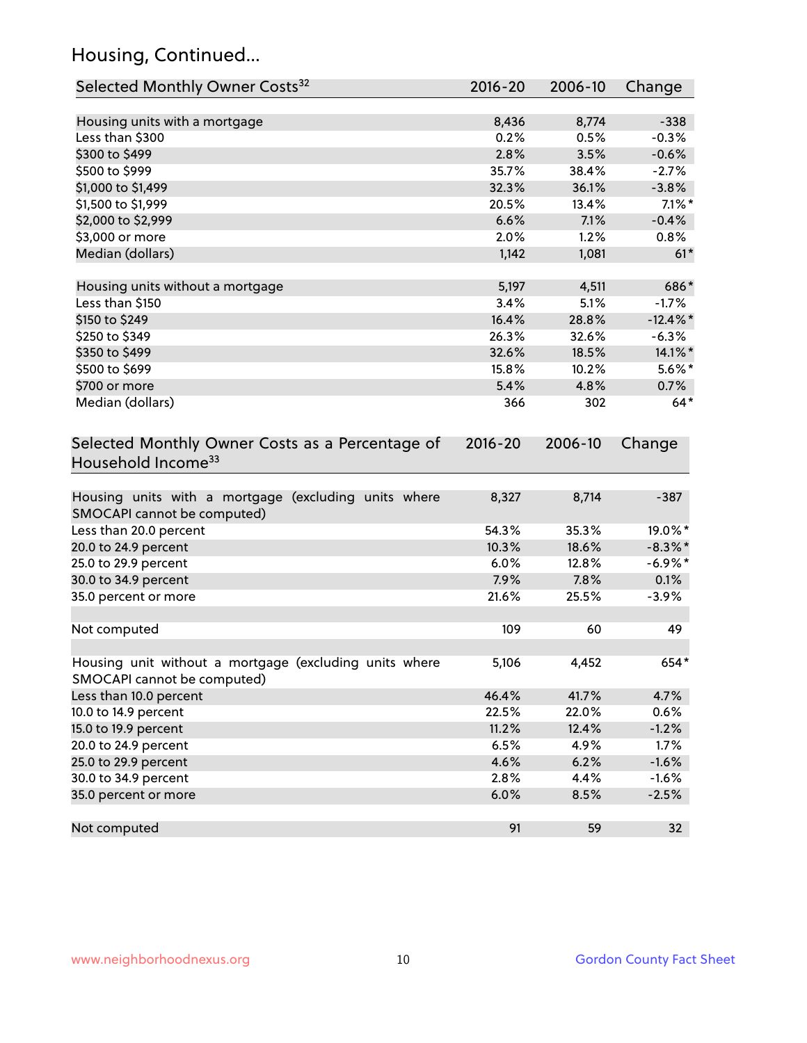## Housing, Continued...

| Selected Monthly Owner Costs[32] | 2016-20 | 2006-10 | Change |
|---|---|---|---|
| Housing units with a mortgage | 8,436 | 8,774 | -338 |
| Less than $300 | 0.2% | 0.5% | -0.3% |
| $300 to $499 | 2.8% | 3.5% | -0.6% |
| $500 to $999 | 35.7% | 38.4% | -2.7% |
| $1,000 to $1,499 | 32.3% | 36.1% | -3.8% |
| $1,500 to $1,999 | 20.5% | 13.4% | 7.1%* |
| $2,000 to $2,999 | 6.6% | 7.1% | -0.4% |
| $3,000 or more | 2.0% | 1.2% | 0.8% |
| Median (dollars) | 1,142 | 1,081 | 61* |
| | | | |
| Housing units without a mortgage | 5,197 | 4,511 | 686* |
| Less than $150 | 3.4% | 5.1% | -1.7% |
| $150 to $249 | 16.4% | 28.8% | -12.4%* |
| $250 to $349 | 26.3% | 32.6% | -6.3% |
| $350 to $499 | 32.6% | 18.5% | 14.1%* |
| $500 to $699 | 15.8% | 10.2% | 5.6%* |
| $700 or more | 5.4% | 4.8% | 0.7% |
| Median (dollars) | 366 | 302 | 64* |

| Selected Monthly Owner Costs as a Percentage of Household Income[33] | 2016-20 | 2006-10 | Change |
|---|---|---|---|
| Housing units with a mortgage (excluding units where SMOCAPI cannot be computed) | 8,327 | 8,714 | -387 |
| Less than 20.0 percent | 54.3% | 35.3% | 19.0%* |
| 20.0 to 24.9 percent | 10.3% | 18.6% | -8.3%* |
| 25.0 to 29.9 percent | 6.0% | 12.8% | -6.9%* |
| 30.0 to 34.9 percent | 7.9% | 7.8% | 0.1% |
| 35.0 percent or more | 21.6% | 25.5% | -3.9% |
| | | | |
| Not computed | 109 | 60 | 49 |
| | | | |
| Housing unit without a mortgage (excluding units where SMOCAPI cannot be computed) | 5,106 | 4,452 | 654* |
| Less than 10.0 percent | 46.4% | 41.7% | 4.7% |
| 10.0 to 14.9 percent | 22.5% | 22.0% | 0.6% |
| 15.0 to 19.9 percent | 11.2% | 12.4% | -1.2% |
| 20.0 to 24.9 percent | 6.5% | 4.9% | 1.7% |
| 25.0 to 29.9 percent | 4.6% | 6.2% | -1.6% |
| 30.0 to 34.9 percent | 2.8% | 4.4% | -1.6% |
| 35.0 percent or more | 6.0% | 8.5% | -2.5% |
| | | | |
| Not computed | 91 | 59 | 32 |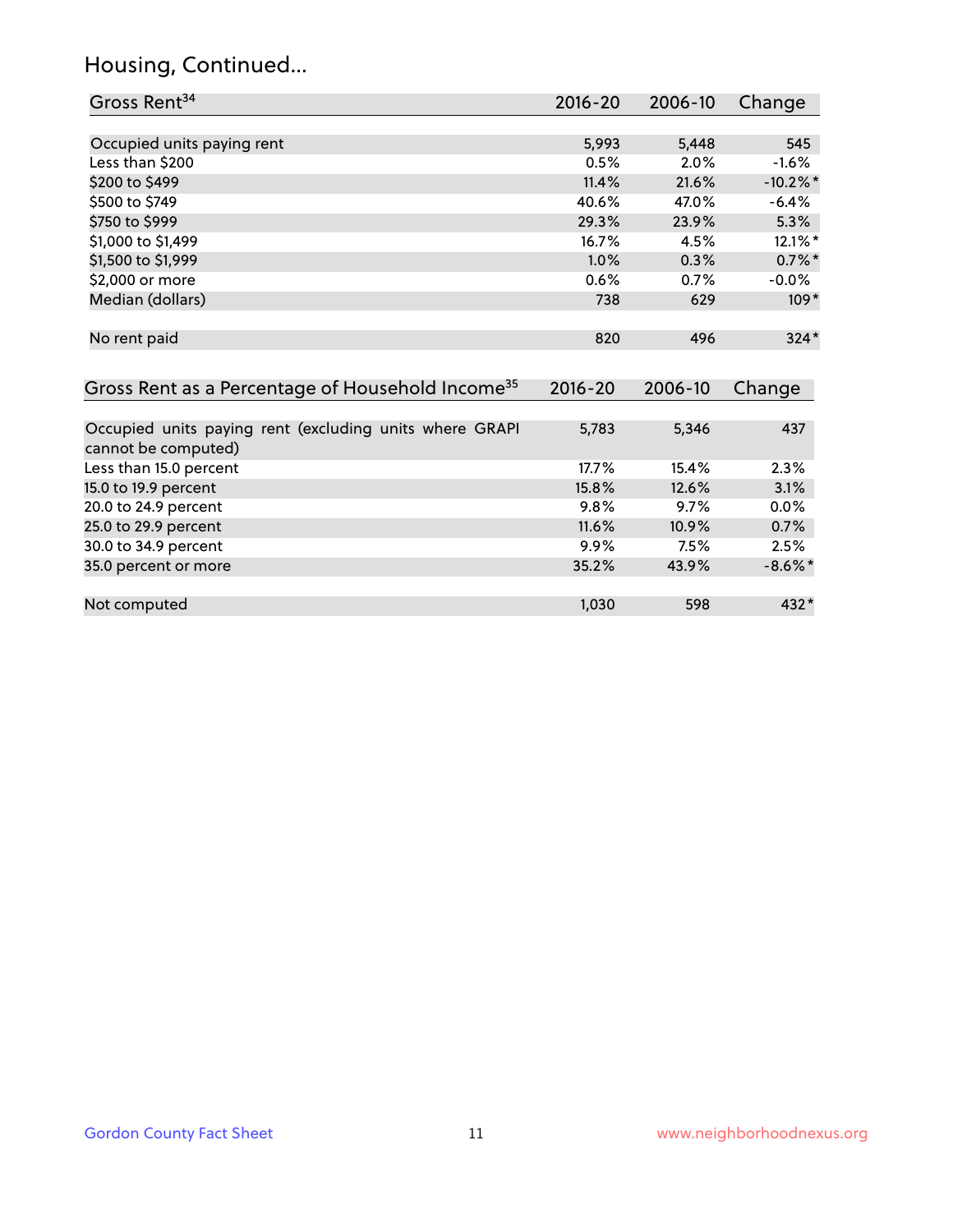# Housing, Continued...

| Gross Rent[34] | 2016-20 | 2006-10 | Change |
|---|---|---|---|
| Occupied units paying rent | 5,993 | 5,448 | 545 |
| Less than \$200 | 0.5% | 2.0% | -1.6% |
| \$200 to \$499 | 11.4% | 21.6% | -10.2%* |
| \$500 to \$749 | 40.6% | 47.0% | -6.4% |
| \$750 to \$999 | 29.3% | 23.9% | 5.3% |
| \$1,000 to \$1,499 | 16.7% | 4.5% | 12.1%* |
| \$1,500 to \$1,999 | 1.0% | 0.3% | 0.7%* |
| \$2,000 or more | 0.6% | 0.7% | -0.0% |
| Median (dollars) | 738 | 629 | 109* |
| No rent paid | 820 | 496 | 324* |

| Gross Rent as a Percentage of Household Income[35] | 2016-20 | 2006-10 | Change |
|---|---|---|---|
| Occupied units paying rent (excluding units where GRAPI cannot be computed) | 5,783 | 5,346 | 437 |
| Less than 15.0 percent | 17.7% | 15.4% | 2.3% |
| 15.0 to 19.9 percent | 15.8% | 12.6% | 3.1% |
| 20.0 to 24.9 percent | 9.8% | 9.7% | 0.0% |
| 25.0 to 29.9 percent | 11.6% | 10.9% | 0.7% |
| 30.0 to 34.9 percent | 9.9% | 7.5% | 2.5% |
| 35.0 percent or more | 35.2% | 43.9% | -8.6%* |
| Not computed | 1,030 | 598 | 432* |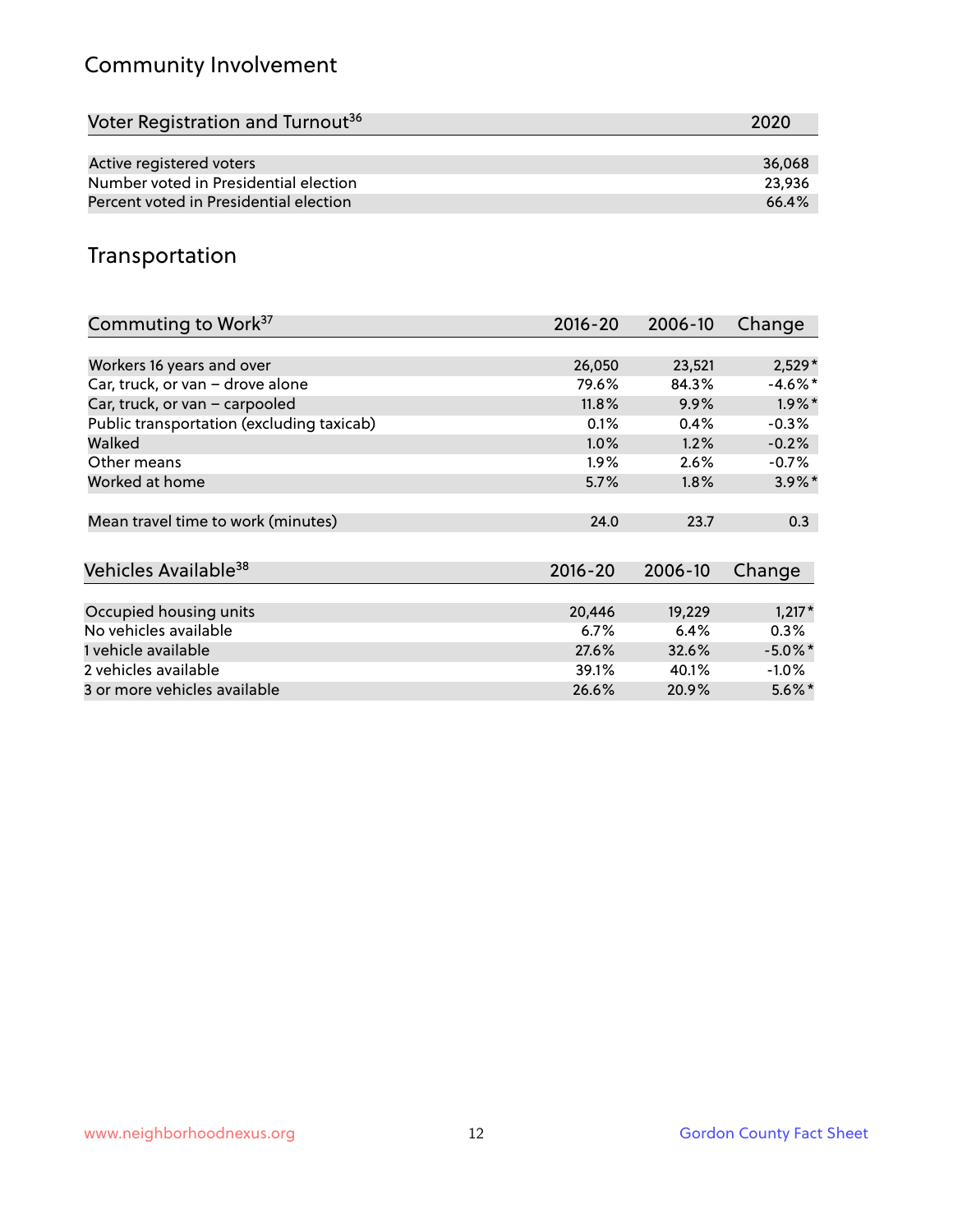## Community Involvement

| Voter Registration and Turnout[36] | 2020 |
|---|---|
| Active registered voters | 36,068 |
| Number voted in Presidential election | 23,936 |
| Percent voted in Presidential election | 66.4% |

## Transportation

| Commuting to Work[37] | 2016-20 | 2006-10 | Change |
|---|---|---|---|
| Workers 16 years and over | 26,050 | 23,521 | 2,529* |
| Car, truck, or van – drove alone | 79.6% | 84.3% | -4.6%* |
| Car, truck, or van – carpooled | 11.8% | 9.9% | 1.9%* |
| Public transportation (excluding taxicab) | 0.1% | 0.4% | -0.3% |
| Walked | 1.0% | 1.2% | -0.2% |
| Other means | 1.9% | 2.6% | -0.7% |
| Worked at home | 5.7% | 1.8% | 3.9%* |
| Mean travel time to work (minutes) | 24.0 | 23.7 | 0.3 |

| Vehicles Available[38] | 2016-20 | 2006-10 | Change |
|---|---|---|---|
| Occupied housing units | 20,446 | 19,229 | 1,217* |
| No vehicles available | 6.7% | 6.4% | 0.3% |
| 1 vehicle available | 27.6% | 32.6% | -5.0%* |
| 2 vehicles available | 39.1% | 40.1% | -1.0% |
| 3 or more vehicles available | 26.6% | 20.9% | 5.6%* |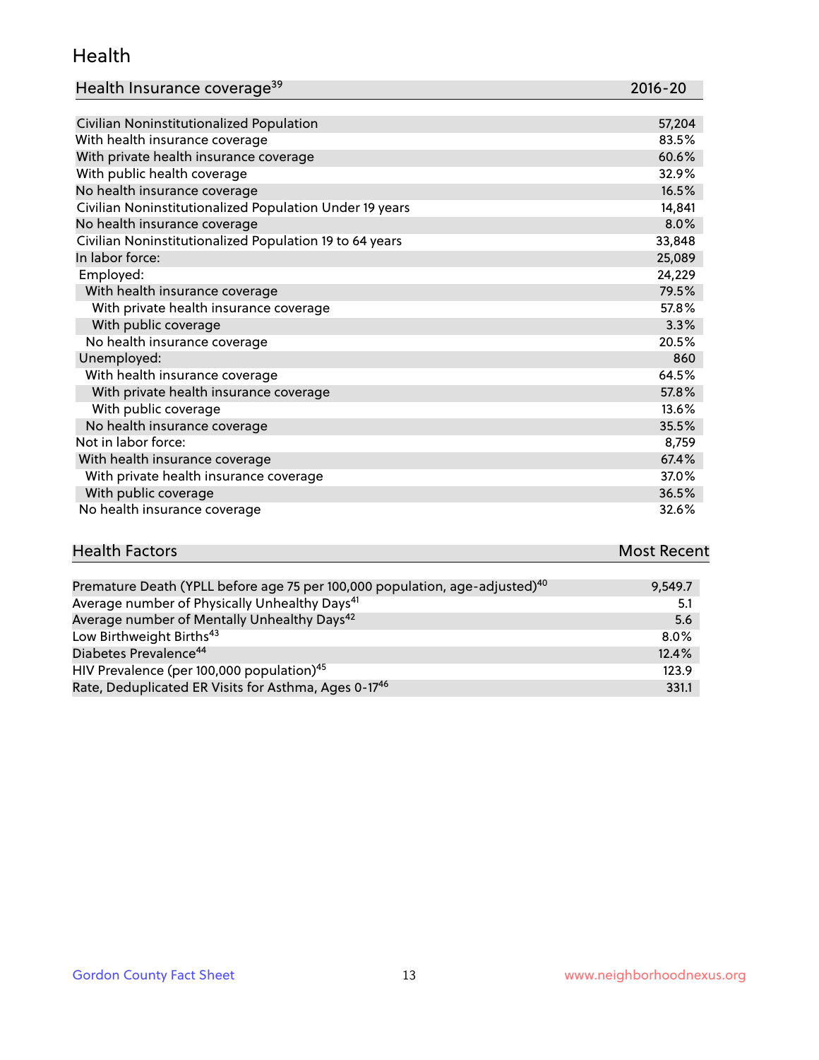## Health

| Health Insurance coverage[39] | 2016-20 |
| --- | --- |
| Civilian Noninstitutionalized Population | 57,204 |
| With health insurance coverage | 83.5% |
| With private health insurance coverage | 60.6% |
| With public health coverage | 32.9% |
| No health insurance coverage | 16.5% |
| Civilian Noninstitutionalized Population Under 19 years | 14,841 |
| No health insurance coverage | 8.0% |
| Civilian Noninstitutionalized Population 19 to 64 years | 33,848 |
| In labor force: | 25,089 |
| Employed: | 24,229 |
| With health insurance coverage | 79.5% |
| With private health insurance coverage | 57.8% |
| With public coverage | 3.3% |
| No health insurance coverage | 20.5% |
| Unemployed: | 860 |
| With health insurance coverage | 64.5% |
| With private health insurance coverage | 57.8% |
| With public coverage | 13.6% |
| No health insurance coverage | 35.5% |
| Not in labor force: | 8,759 |
| With health insurance coverage | 67.4% |
| With private health insurance coverage | 37.0% |
| With public coverage | 36.5% |
| No health insurance coverage | 32.6% |

| Health Factors | Most Recent |
| --- | --- |
| Premature Death (YPLL before age 75 per 100,000 population, age-adjusted)[40] | 9,549.7 |
| Average number of Physically Unhealthy Days[41] | 5.1 |
| Average number of Mentally Unhealthy Days[42] | 5.6 |
| Low Birthweight Births[43] | 8.0% |
| Diabetes Prevalence[44] | 12.4% |
| HIV Prevalence (per 100,000 population)[45] | 123.9 |
| Rate, Deduplicated ER Visits for Asthma, Ages 0-17[46] | 331.1 |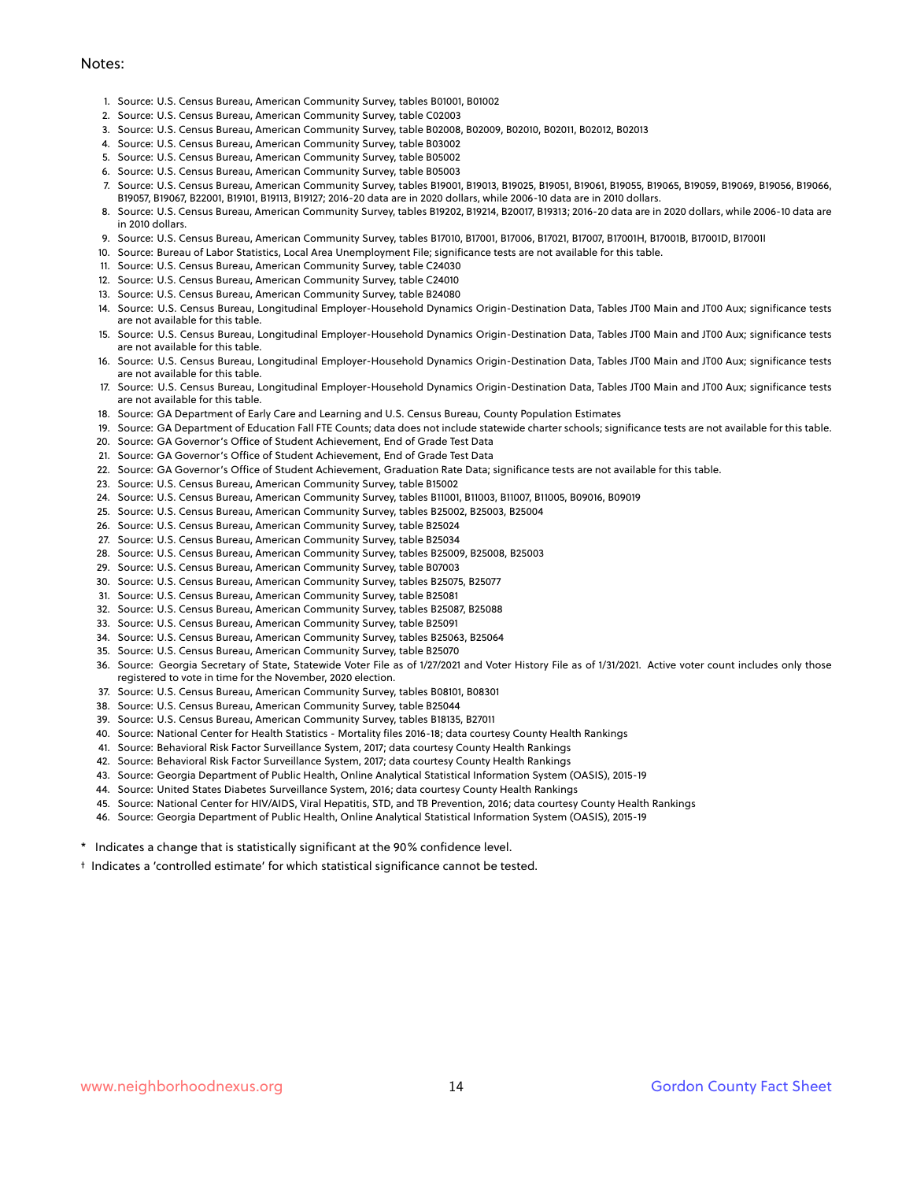Notes:

1. Source: U.S. Census Bureau, American Community Survey, tables B01001, B01002
2. Source: U.S. Census Bureau, American Community Survey, table C02003
3. Source: U.S. Census Bureau, American Community Survey, table B02008, B02009, B02010, B02011, B02012, B02013
4. Source: U.S. Census Bureau, American Community Survey, table B03002
5. Source: U.S. Census Bureau, American Community Survey, table B05002
6. Source: U.S. Census Bureau, American Community Survey, table B05003
7. Source: U.S. Census Bureau, American Community Survey, tables B19001, B19013, B19025, B19051, B19061, B19055, B19065, B19059, B19069, B19056, B19066, B19057, B19067, B22001, B19101, B19113, B19127; 2016-20 data are in 2020 dollars, while 2006-10 data are in 2010 dollars.
8. Source: U.S. Census Bureau, American Community Survey, tables B19202, B19214, B20017, B19313; 2016-20 data are in 2020 dollars, while 2006-10 data are in 2010 dollars.
9. Source: U.S. Census Bureau, American Community Survey, tables B17010, B17001, B17006, B17021, B17007, B17001H, B17001B, B17001D, B17001I
10. Source: Bureau of Labor Statistics, Local Area Unemployment File; significance tests are not available for this table.
11. Source: U.S. Census Bureau, American Community Survey, table C24030
12. Source: U.S. Census Bureau, American Community Survey, table C24010
13. Source: U.S. Census Bureau, American Community Survey, table B24080
14. Source: U.S. Census Bureau, Longitudinal Employer-Household Dynamics Origin-Destination Data, Tables JT00 Main and JT00 Aux; significance tests are not available for this table.
15. Source: U.S. Census Bureau, Longitudinal Employer-Household Dynamics Origin-Destination Data, Tables JT00 Main and JT00 Aux; significance tests are not available for this table.
16. Source: U.S. Census Bureau, Longitudinal Employer-Household Dynamics Origin-Destination Data, Tables JT00 Main and JT00 Aux; significance tests are not available for this table.
17. Source: U.S. Census Bureau, Longitudinal Employer-Household Dynamics Origin-Destination Data, Tables JT00 Main and JT00 Aux; significance tests are not available for this table.
18. Source: GA Department of Early Care and Learning and U.S. Census Bureau, County Population Estimates
19. Source: GA Department of Education Fall FTE Counts; data does not include statewide charter schools; significance tests are not available for this table.
20. Source: GA Governor's Office of Student Achievement, End of Grade Test Data
21. Source: GA Governor's Office of Student Achievement, End of Grade Test Data
22. Source: GA Governor's Office of Student Achievement, Graduation Rate Data; significance tests are not available for this table.
23. Source: U.S. Census Bureau, American Community Survey, table B15002
24. Source: U.S. Census Bureau, American Community Survey, tables B11001, B11003, B11007, B11005, B09016, B09019
25. Source: U.S. Census Bureau, American Community Survey, tables B25002, B25003, B25004
26. Source: U.S. Census Bureau, American Community Survey, table B25024
27. Source: U.S. Census Bureau, American Community Survey, table B25034
28. Source: U.S. Census Bureau, American Community Survey, tables B25009, B25008, B25003
29. Source: U.S. Census Bureau, American Community Survey, table B07003
30. Source: U.S. Census Bureau, American Community Survey, tables B25075, B25077
31. Source: U.S. Census Bureau, American Community Survey, table B25081
32. Source: U.S. Census Bureau, American Community Survey, tables B25087, B25088
33. Source: U.S. Census Bureau, American Community Survey, table B25091
34. Source: U.S. Census Bureau, American Community Survey, tables B25063, B25064
35. Source: U.S. Census Bureau, American Community Survey, table B25070
36. Source: Georgia Secretary of State, Statewide Voter File as of 1/27/2021 and Voter History File as of 1/31/2021. Active voter count includes only those registered to vote in time for the November, 2020 election.
37. Source: U.S. Census Bureau, American Community Survey, tables B08101, B08301
38. Source: U.S. Census Bureau, American Community Survey, table B25044
39. Source: U.S. Census Bureau, American Community Survey, tables B18135, B27011
40. Source: National Center for Health Statistics - Mortality files 2016-18; data courtesy County Health Rankings
41. Source: Behavioral Risk Factor Surveillance System, 2017; data courtesy County Health Rankings
42. Source: Behavioral Risk Factor Surveillance System, 2017; data courtesy County Health Rankings
43. Source: Georgia Department of Public Health, Online Analytical Statistical Information System (OASIS), 2015-19
44. Source: United States Diabetes Surveillance System, 2016; data courtesy County Health Rankings
45. Source: National Center for HIV/AIDS, Viral Hepatitis, STD, and TB Prevention, 2016; data courtesy County Health Rankings
46. Source: Georgia Department of Public Health, Online Analytical Statistical Information System (OASIS), 2015-19

\* Indicates a change that is statistically significant at the 90% confidence level.

† Indicates a 'controlled estimate' for which statistical significance cannot be tested.